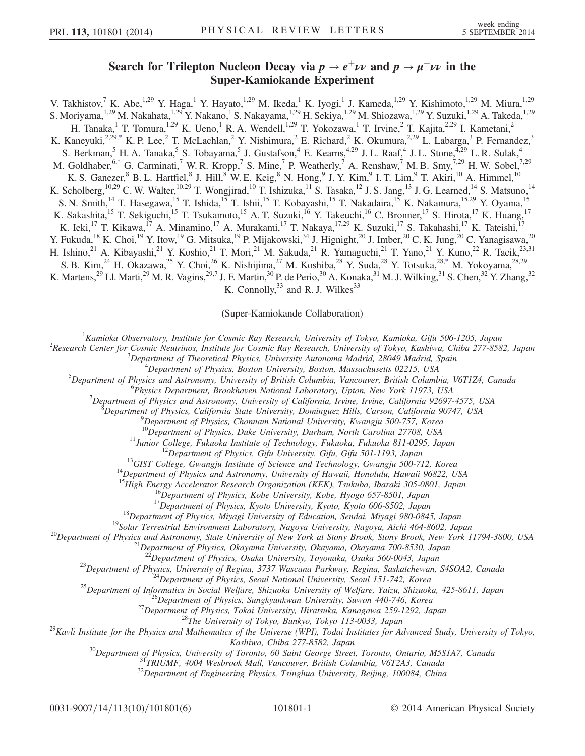# Search for Trilepton Nucleon Decay via $p \to e^+\nu\nu$ and $p \to \mu^+\nu\nu$ in the Super-Kamiokande Experiment

V. Takhistov,[7] K. Abe,[1,29] Y. Haga,[1] Y. Hayato,[1,29] M. Ikeda,[1] K. Iyogi,[1] J. Kameda,[1,29] Y. Kishimoto,[1,29] M. Miura,[1,29] S. Moriyama,[1,29] M. Nakahata,[1,29] Y. Nakano,[1] S. Nakayama,[1,29] H. Sekiya,[1,29] M. Shiozawa,[1,29] Y. Suzuki,[1,29] A. Takeda,[1,29] H. Tanaka,[1] T. Tomura,[1,29] K. Ueno,[1] R. A. Wendell,[1,29] T. Yokozawa,[1] T. Irvine,[2] T. Kajita,[2,29] I. Kametani,[2] K. Kaneyuki,[2,29,*] K. P. Lee,[2] T. McLachlan,[2] Y. Nishimura,[2] E. Richard,[2] K. Okumura,[2,29] L. Labarga,[3] P. Fernandez,[3] S. Berkman,[5] H. A. Tanaka,[5] S. Tobayama,[5] J. Gustafson,[4] E. Kearns,[4,29] J. L. Raaf,[4] J. L. Stone,[4,29] L. R. Sulak,[4] M. Goldhaber,[6,*] G. Carminati,[7] W. R. Kropp,[7] S. Mine,[7] P. Weatherly,[7] A. Renshaw,[7] M. B. Smy,[7,29] H. W. Sobel,[7,29] K. S. Ganezer,[8] B. L. Hartfiel,[8] J. Hill,[8] W. E. Keig,[8] N. Hong,[9] J. Y. Kim,[9] I. T. Lim,[9] T. Akiri,[10] A. Himmel,[10] K. Scholberg,[10,29] C. W. Walter,[10,29] T. Wongjirad,[10] T. Ishizuka,[11] S. Tasaka,[12] J. S. Jang,[13] J. G. Learned,[14] S. Matsuno,[14] S. N. Smith,[14] T. Hasegawa,[15] T. Ishida,[15] T. Ishii,[15] T. Kobayashi,[15] T. Nakadaira,[15] K. Nakamura,[15,29] Y. Oyama,[15] K. Sakashita,[15] T. Sekiguchi,[15] T. Tsukamoto,[15] A. T. Suzuki,[16] Y. Takeuchi,[16] C. Bronner,[17] S. Hirota,[17] K. Huang,[17] K. Ieki,[17] T. Kikawa,[17] A. Minamino,[17] A. Murakami,[17] T. Nakaya,[17,29] K. Suzuki,[17] S. Takahashi,[17] K. Tateishi,[17] Y. Fukuda,[18] K. Choi,[19] Y. Itow,[19] G. Mitsuka,[19] P. Mijakowski,[34] J. Hignight,[20] J. Imber,[20] C. K. Jung,[20] C. Yanagisawa,[20] H. Ishino,[21] A. Kibayashi,[21] Y. Koshio,[21] T. Mori,[21] M. Sakuda,[21] R. Yamaguchi,[21] T. Yano,[21] Y. Kuno,[22] R. Tacik,[23,31] S. B. Kim,[24] H. Okazawa,[25] Y. Choi,[26] K. Nishijima,[27] M. Koshiba,[28] Y. Suda,[28] Y. Totsuka,[28,*] M. Yokoyama,[28,29] K. Martens,[29] Ll. Marti,[29] M. R. Vagins,[29,7] J. F. Martin,[30] P. de Perio,[30] A. Konaka,[31] M. J. Wilking,[31] S. Chen,[32] Y. Zhang,[32] K. Connolly,[33] and R. J. Wilkes[33]

(Super-Kamiokande Collaboration)

[1]*Kamioka Observatory, Institute for Cosmic Ray Research, University of Tokyo, Kamioka, Gifu 506-1205, Japan*
[2]*Research Center for Cosmic Neutrinos, Institute for Cosmic Ray Research, University of Tokyo, Kashiwa, Chiba 277-8582, Japan*
[3]*Department of Theoretical Physics, University Autonoma Madrid, 28049 Madrid, Spain*
[4]*Department of Physics, Boston University, Boston, Massachusetts 02215, USA*
[5]*Department of Physics and Astronomy, University of British Columbia, Vancouver, British Columbia, V6T1Z4, Canada*
[6]*Physics Department, Brookhaven National Laboratory, Upton, New York 11973, USA*
[7]*Department of Physics and Astronomy, University of California, Irvine, Irvine, California 92697-4575, USA*
[8]*Department of Physics, California State University, Dominguez Hills, Carson, California 90747, USA*
[9]*Department of Physics, Chonnam National University, Kwangju 500-757, Korea*
[10]*Department of Physics, Duke University, Durham, North Carolina 27708, USA*
[11]*Junior College, Fukuoka Institute of Technology, Fukuoka, Fukuoka 811-0295, Japan*
[12]*Department of Physics, Gifu University, Gifu, Gifu 501-1193, Japan*
[13]*GIST College, Gwangju Institute of Science and Technology, Gwangju 500-712, Korea*
[14]*Department of Physics and Astronomy, University of Hawaii, Honolulu, Hawaii 96822, USA*
[15]*High Energy Accelerator Research Organization (KEK), Tsukuba, Ibaraki 305-0801, Japan*
[16]*Department of Physics, Kobe University, Kobe, Hyogo 657-8501, Japan*
[17]*Department of Physics, Kyoto University, Kyoto, Kyoto 606-8502, Japan*
[18]*Department of Physics, Miyagi University of Education, Sendai, Miyagi 980-0845, Japan*
[19]*Solar Terrestrial Environment Laboratory, Nagoya University, Nagoya, Aichi 464-8602, Japan*
[20]*Department of Physics and Astronomy, State University of New York at Stony Brook, Stony Brook, New York 11794-3800, USA*
[21]*Department of Physics, Okayama University, Okayama, Okayama 700-8530, Japan*
[22]*Department of Physics, Osaka University, Toyonaka, Osaka 560-0043, Japan*
[23]*Department of Physics, University of Regina, 3737 Wascana Parkway, Regina, Saskatchewan, S4SOA2, Canada*
[24]*Department of Physics, Seoul National University, Seoul 151-742, Korea*
[25]*Department of Informatics in Social Welfare, Shizuoka University of Welfare, Yaizu, Shizuoka, 425-8611, Japan*
[26]*Department of Physics, Sungkyunkwan University, Suwon 440-746, Korea*
[27]*Department of Physics, Tokai University, Hiratsuka, Kanagawa 259-1292, Japan*
[28]*The University of Tokyo, Bunkyo, Tokyo 113-0033, Japan*
[29]*Kavli Institute for the Physics and Mathematics of the Universe (WPI), Todai Institutes for Advanced Study, University of Tokyo, Kashiwa, Chiba 277-8582, Japan*
[30]*Department of Physics, University of Toronto, 60 Saint George Street, Toronto, Ontario, M5S1A7, Canada*
[31]*TRIUMF, 4004 Wesbrook Mall, Vancouver, British Columbia, V6T2A3, Canada*
[32]*Department of Engineering Physics, Tsinghua University, Beijing, 100084, China*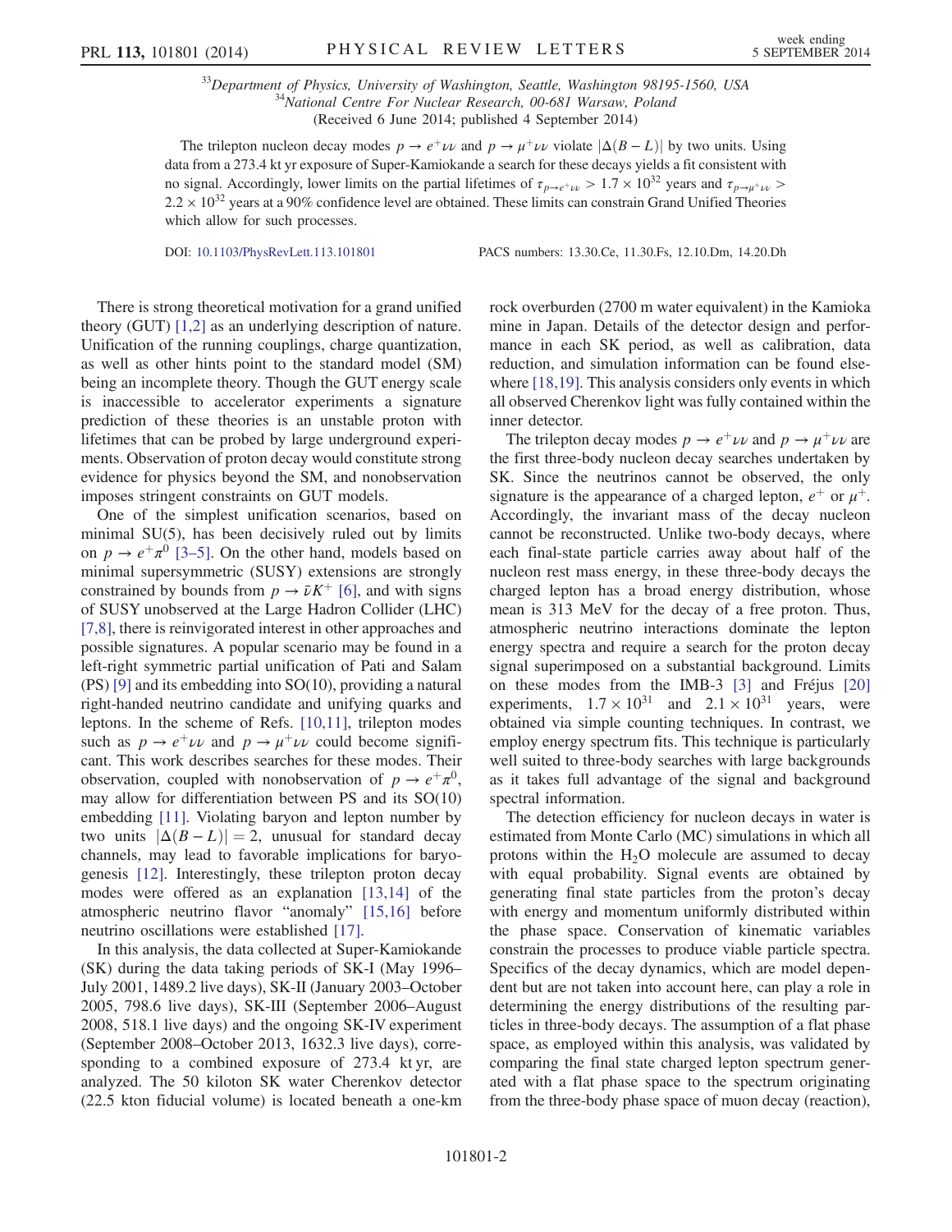[33]Department of Physics, University of Washington, Seattle, Washington 98195-1560, USA
[34]National Centre For Nuclear Research, 00-681 Warsaw, Poland
(Received 6 June 2014; published 4 September 2014)

The trilepton nucleon decay modes $p \to e^+\nu\nu$ and $p \to \mu^+\nu\nu$ violate $|\Delta(B-L)|$ by two units. Using data from a 273.4 kt yr exposure of Super-Kamiokande a search for these decays yields a fit consistent with no signal. Accordingly, lower limits on the partial lifetimes of $\tau_{p\to e^+\nu\nu} > 1.7 \times 10^{32}$ years and $\tau_{p\to\mu^+\nu\nu} > 2.2 \times 10^{32}$ years at a 90% confidence level are obtained. These limits can constrain Grand Unified Theories which allow for such processes.

DOI: 10.1103/PhysRevLett.113.101801 PACS numbers: 13.30.Ce, 11.30.Fs, 12.10.Dm, 14.20.Dh

There is strong theoretical motivation for a grand unified theory (GUT) [1,2] as an underlying description of nature. Unification of the running couplings, charge quantization, as well as other hints point to the standard model (SM) being an incomplete theory. Though the GUT energy scale is inaccessible to accelerator experiments a signature prediction of these theories is an unstable proton with lifetimes that can be probed by large underground experiments. Observation of proton decay would constitute strong evidence for physics beyond the SM, and nonobservation imposes stringent constraints on GUT models.

One of the simplest unification scenarios, based on minimal SU(5), has been decisively ruled out by limits on $p \to e^+\pi^0$ [3–5]. On the other hand, models based on minimal supersymmetric (SUSY) extensions are strongly constrained by bounds from $p \to \bar{\nu}K^+$ [6], and with signs of SUSY unobserved at the Large Hadron Collider (LHC) [7,8], there is reinvigorated interest in other approaches and possible signatures. A popular scenario may be found in a left-right symmetric partial unification of Pati and Salam (PS) [9] and its embedding into SO(10), providing a natural right-handed neutrino candidate and unifying quarks and leptons. In the scheme of Refs. [10,11], trilepton modes such as $p \to e^+\nu\nu$ and $p \to \mu^+\nu\nu$ could become significant. This work describes searches for these modes. Their observation, coupled with nonobservation of $p \to e^+\pi^0$, may allow for differentiation between PS and its SO(10) embedding [11]. Violating baryon and lepton number by two units $|\Delta(B-L)| = 2$, unusual for standard decay channels, may lead to favorable implications for baryogenesis [12]. Interestingly, these trilepton proton decay modes were offered as an explanation [13,14] of the atmospheric neutrino flavor "anomaly" [15,16] before neutrino oscillations were established [17].

In this analysis, the data collected at Super-Kamiokande (SK) during the data taking periods of SK-I (May 1996–July 2001, 1489.2 live days), SK-II (January 2003–October 2005, 798.6 live days), SK-III (September 2006–August 2008, 518.1 live days) and the ongoing SK-IV experiment (September 2008–October 2013, 1632.3 live days), corresponding to a combined exposure of 273.4 kt yr, are analyzed. The 50 kiloton SK water Cherenkov detector (22.5 kton fiducial volume) is located beneath a one-km rock overburden (2700 m water equivalent) in the Kamioka mine in Japan. Details of the detector design and performance in each SK period, as well as calibration, data reduction, and simulation information can be found elsewhere [18,19]. This analysis considers only events in which all observed Cherenkov light was fully contained within the inner detector.

The trilepton decay modes $p \to e^+\nu\nu$ and $p \to \mu^+\nu\nu$ are the first three-body nucleon decay searches undertaken by SK. Since the neutrinos cannot be observed, the only signature is the appearance of a charged lepton, $e^+$ or $\mu^+$. Accordingly, the invariant mass of the decay nucleon cannot be reconstructed. Unlike two-body decays, where each final-state particle carries away about half of the nucleon rest mass energy, in these three-body decays the charged lepton has a broad energy distribution, whose mean is 313 MeV for the decay of a free proton. Thus, atmospheric neutrino interactions dominate the lepton energy spectra and require a search for the proton decay signal superimposed on a substantial background. Limits on these modes from the IMB-3 [3] and Fréjus [20] experiments, $1.7 \times 10^{31}$ and $2.1 \times 10^{31}$ years, were obtained via simple counting techniques. In contrast, we employ energy spectrum fits. This technique is particularly well suited to three-body searches with large backgrounds as it takes full advantage of the signal and background spectral information.

The detection efficiency for nucleon decays in water is estimated from Monte Carlo (MC) simulations in which all protons within the $H_2O$ molecule are assumed to decay with equal probability. Signal events are obtained by generating final state particles from the proton's decay with energy and momentum uniformly distributed within the phase space. Conservation of kinematic variables constrain the processes to produce viable particle spectra. Specifics of the decay dynamics, which are model dependent but are not taken into account here, can play a role in determining the energy distributions of the resulting particles in three-body decays. The assumption of a flat phase space, as employed within this analysis, was validated by comparing the final state charged lepton spectrum generated with a flat phase space to the spectrum originating from the three-body phase space of muon decay (reaction),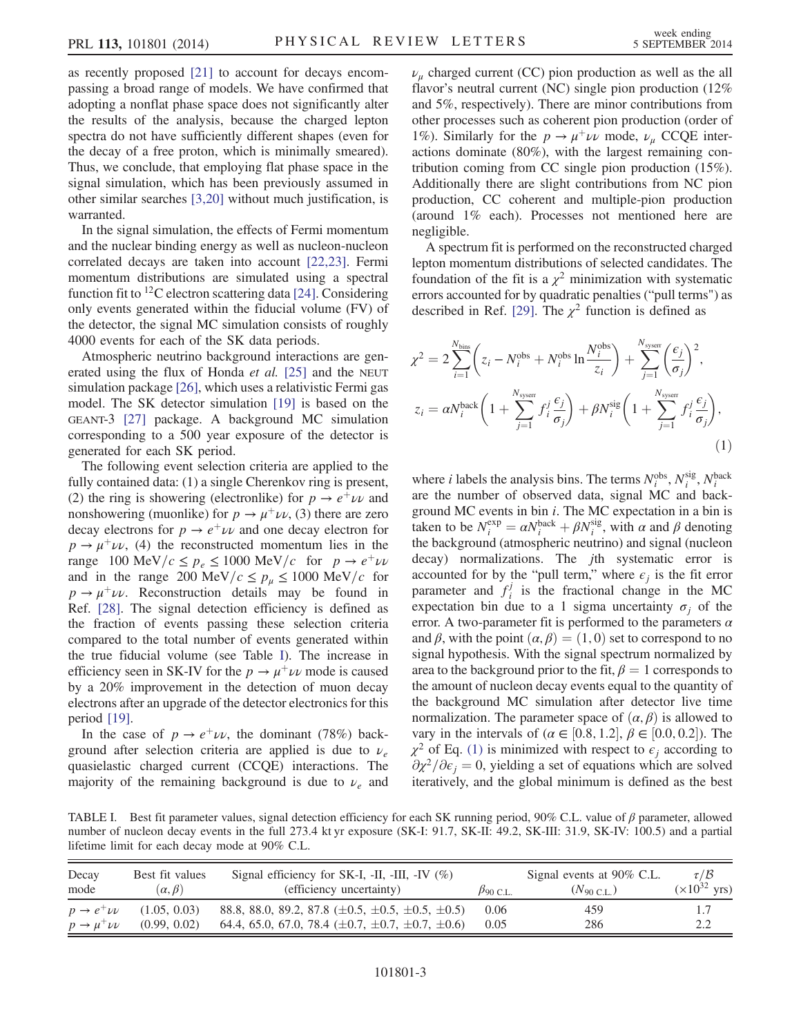as recently proposed [21] to account for decays encompassing a broad range of models. We have confirmed that adopting a nonflat phase space does not significantly alter the results of the analysis, because the charged lepton spectra do not have sufficiently different shapes (even for the decay of a free proton, which is minimally smeared). Thus, we conclude, that employing flat phase space in the signal simulation, which has been previously assumed in other similar searches [3,20] without much justification, is warranted.

In the signal simulation, the effects of Fermi momentum and the nuclear binding energy as well as nucleon-nucleon correlated decays are taken into account [22,23]. Fermi momentum distributions are simulated using a spectral function fit to $^{12}C$ electron scattering data [24]. Considering only events generated within the fiducial volume (FV) of the detector, the signal MC simulation consists of roughly 4000 events for each of the SK data periods.

Atmospheric neutrino background interactions are generated using the flux of Honda *et al.* [25] and the NEUT simulation package [26], which uses a relativistic Fermi gas model. The SK detector simulation [19] is based on the GEANT-3 [27] package. A background MC simulation corresponding to a 500 year exposure of the detector is generated for each SK period.

The following event selection criteria are applied to the fully contained data: (1) a single Cherenkov ring is present, (2) the ring is showering (electronlike) for $p \to e^+\nu\nu$ and nonshowering (muonlike) for $p \to \mu^+\nu\nu$, (3) there are zero decay electrons for $p \to e^+\nu\nu$ and one decay electron for $p \to \mu^+\nu\nu$, (4) the reconstructed momentum lies in the range $100\ \text{MeV}/c \leq p_e \leq 1000\ \text{MeV}/c$ for $p \to e^+\nu\nu$ and in the range $200\ \text{MeV}/c \leq p_\mu \leq 1000\ \text{MeV}/c$ for $p \to \mu^+\nu\nu$. Reconstruction details may be found in Ref. [28]. The signal detection efficiency is defined as the fraction of events passing these selection criteria compared to the total number of events generated within the true fiducial volume (see Table I). The increase in efficiency seen in SK-IV for the $p \to \mu^+\nu\nu$ mode is caused by a 20% improvement in the detection of muon decay electrons after an upgrade of the detector electronics for this period [19].

In the case of $p \to e^+\nu\nu$, the dominant (78%) background after selection criteria are applied is due to $\nu_e$ quasielastic charged current (CCQE) interactions. The majority of the remaining background is due to $\nu_e$ and $\nu_\mu$ charged current (CC) pion production as well as the all flavor's neutral current (NC) single pion production (12% and 5%, respectively). There are minor contributions from other processes such as coherent pion production (order of 1%). Similarly for the $p \to \mu^+\nu\nu$ mode, $\nu_\mu$ CCQE interactions dominate (80%), with the largest remaining contribution coming from CC single pion production (15%). Additionally there are slight contributions from NC pion production, CC coherent and multiple-pion production (around 1% each). Processes not mentioned here are negligible.

A spectrum fit is performed on the reconstructed charged lepton momentum distributions of selected candidates. The foundation of the fit is a $\chi^2$ minimization with systematic errors accounted for by quadratic penalties ("pull terms") as described in Ref. [29]. The $\chi^2$ function is defined as

$$\chi^2 = 2\sum_{i=1}^{N_{\text{bins}}}\left(z_i - N_i^{\text{obs}} + N_i^{\text{obs}}\ln\frac{N_i^{\text{obs}}}{z_i}\right) + \sum_{j=1}^{N_{\text{syserr}}}\left(\frac{\epsilon_j}{\sigma_j}\right)^2,$$
$$z_i = \alpha N_i^{\text{back}}\left(1 + \sum_{j=1}^{N_{\text{syserr}}} f_i^j\frac{\epsilon_j}{\sigma_j}\right) + \beta N_i^{\text{sig}}\left(1 + \sum_{j=1}^{N_{\text{syserr}}} f_i^j\frac{\epsilon_j}{\sigma_j}\right), \tag{1}$$

where $i$ labels the analysis bins. The terms $N_i^{\text{obs}}$, $N_i^{\text{sig}}$, $N_i^{\text{back}}$ are the number of observed data, signal MC and background MC events in bin $i$. The MC expectation in a bin is taken to be $N_i^{\text{exp}} = \alpha N_i^{\text{back}} + \beta N_i^{\text{sig}}$, with $\alpha$ and $\beta$ denoting the background (atmospheric neutrino) and signal (nucleon decay) normalizations. The $j$th systematic error is accounted for by the "pull term," where $\epsilon_j$ is the fit error parameter and $f_i^j$ is the fractional change in the MC expectation bin due to a 1 sigma uncertainty $\sigma_j$ of the error. A two-parameter fit is performed to the parameters $\alpha$ and $\beta$, with the point $(\alpha, \beta) = (1, 0)$ set to correspond to no signal hypothesis. With the signal spectrum normalized by area to the background prior to the fit, $\beta = 1$ corresponds to the amount of nucleon decay events equal to the quantity of the background MC simulation after detector live time normalization. The parameter space of $(\alpha, \beta)$ is allowed to vary in the intervals of $(\alpha \in [0.8, 1.2],\ \beta \in [0.0, 0.2])$. The $\chi^2$ of Eq. (1) is minimized with respect to $\epsilon_j$ according to $\partial\chi^2/\partial\epsilon_j = 0$, yielding a set of equations which are solved iteratively, and the global minimum is defined as the best

TABLE I. Best fit parameter values, signal detection efficiency for each SK running period, 90% C.L. value of $\beta$ parameter, allowed number of nucleon decay events in the full 273.4 kt yr exposure (SK-I: 91.7, SK-II: 49.2, SK-III: 31.9, SK-IV: 100.5) and a partial lifetime limit for each decay mode at 90% C.L.

| Decay mode | Best fit values $(\alpha, \beta)$ | Signal efficiency for SK-I, -II, -III, -IV (%) (efficiency uncertainty) | $\beta_{90\ \text{C.L.}}$ | Signal events at 90% C.L. ($N_{90\ \text{C.L.}}$) | $\tau/\mathcal{B}$ ($\times 10^{32}$ yrs) |
|---|---|---|---|---|---|
| $p \to e^+\nu\nu$ | (1.05, 0.03) | 88.8, 88.0, 89.2, 87.8 ($\pm$0.5, $\pm$0.5, $\pm$0.5, $\pm$0.5) | 0.06 | 459 | 1.7 |
| $p \to \mu^+\nu\nu$ | (0.99, 0.02) | 64.4, 65.0, 67.0, 78.4 ($\pm$0.7, $\pm$0.7, $\pm$0.7, $\pm$0.6) | 0.05 | 286 | 2.2 |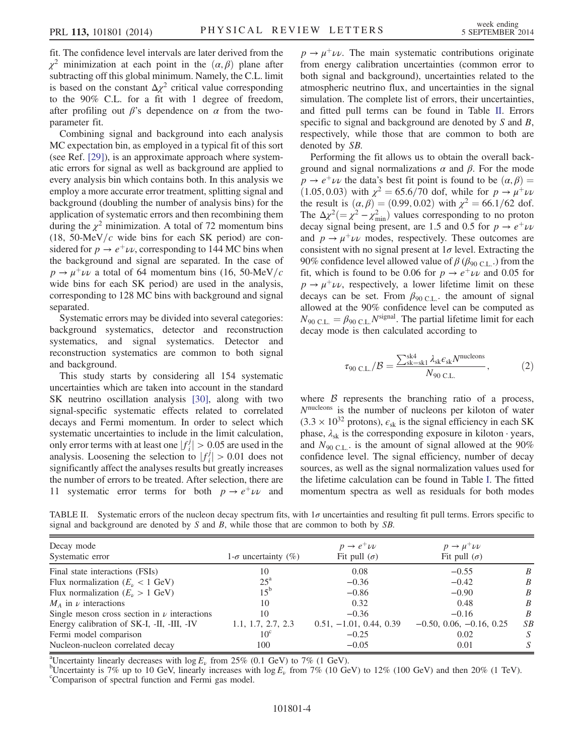fit. The confidence level intervals are later derived from the $\chi^2$ minimization at each point in the $(\alpha, \beta)$ plane after subtracting off this global minimum. Namely, the C.L. limit is based on the constant $\Delta\chi^2$ critical value corresponding to the 90% C.L. for a fit with 1 degree of freedom, after profiling out $\beta$'s dependence on $\alpha$ from the two-parameter fit.

Combining signal and background into each analysis MC expectation bin, as employed in a typical fit of this sort (see Ref. [29]), is an approximate approach where systematic errors for signal as well as background are applied to every analysis bin which contains both. In this analysis we employ a more accurate error treatment, splitting signal and background (doubling the number of analysis bins) for the application of systematic errors and then recombining them during the $\chi^2$ minimization. A total of 72 momentum bins (18, 50-MeV/$c$ wide bins for each SK period) are considered for $p \to e^+\nu\nu$, corresponding to 144 MC bins when the background and signal are separated. In the case of $p \to \mu^+\nu\nu$ a total of 64 momentum bins (16, 50-MeV/$c$ wide bins for each SK period) are used in the analysis, corresponding to 128 MC bins with background and signal separated.

Systematic errors may be divided into several categories: background systematics, detector and reconstruction systematics, and signal systematics. Detector and reconstruction systematics are common to both signal and background.

This study starts by considering all 154 systematic uncertainties which are taken into account in the standard SK neutrino oscillation analysis [30], along with two signal-specific systematic effects related to correlated decays and Fermi momentum. In order to select which systematic uncertainties to include in the limit calculation, only error terms with at least one $|f_i^j| > 0.05$ are used in the analysis. Loosening the selection to $|f_i^j| > 0.01$ does not significantly affect the analyses results but greatly increases the number of errors to be treated. After selection, there are 11 systematic error terms for both $p \to e^+\nu\nu$ and $p \to \mu^+\nu\nu$. The main systematic contributions originate from energy calibration uncertainties (common error to both signal and background), uncertainties related to the atmospheric neutrino flux, and uncertainties in the signal simulation. The complete list of errors, their uncertainties, and fitted pull terms can be found in Table II. Errors specific to signal and background are denoted by *S* and *B*, respectively, while those that are common to both are denoted by *SB*.

Performing the fit allows us to obtain the overall background and signal normalizations $\alpha$ and $\beta$. For the mode $p \to e^+\nu\nu$ the data's best fit point is found to be $(\alpha, \beta) = (1.05, 0.03)$ with $\chi^2 = 65.6/70$ dof, while for $p \to \mu^+\nu\nu$ the result is $(\alpha, \beta) = (0.99, 0.02)$ with $\chi^2 = 66.1/62$ dof. The $\Delta\chi^2 (= \chi^2 - \chi^2_{\min})$ values corresponding to no proton decay signal being present, are 1.5 and 0.5 for $p \to e^+\nu\nu$ and $p \to \mu^+\nu\nu$ modes, respectively. These outcomes are consistent with no signal present at $1\sigma$ level. Extracting the 90% confidence level allowed value of $\beta$ ($\beta_{90\text{ C.L.}}$) from the fit, which is found to be 0.06 for $p \to e^+\nu\nu$ and 0.05 for $p \to \mu^+\nu\nu$, respectively, a lower lifetime limit on these decays can be set. From $\beta_{90\text{ C.L.}}$ the amount of signal allowed at the 90% confidence level can be computed as $N_{90\text{ C.L.}} = \beta_{90\text{ C.L.}} N^{\text{signal}}$. The partial lifetime limit for each decay mode is then calculated according to

$$\tau_{90\text{ C.L.}}/\mathcal{B} = \frac{\sum_{\text{sk=sk1}}^{\text{sk4}} \lambda_{\text{sk}} \epsilon_{\text{sk}} N^{\text{nucleons}}}{N_{90\text{ C.L.}}}, \tag{2}$$

where $\mathcal{B}$ represents the branching ratio of a process, $N^{\text{nucleons}}$ is the number of nucleons per kiloton of water ($3.3 \times 10^{32}$ protons), $\epsilon_{\text{sk}}$ is the signal efficiency in each SK phase, $\lambda_{\text{sk}}$ is the corresponding exposure in kiloton · years, and $N_{90\text{ C.L.}}$ is the amount of signal allowed at the 90% confidence level. The signal efficiency, number of decay sources, as well as the signal normalization values used for the lifetime calculation can be found in Table I. The fitted momentum spectra as well as residuals for both modes

TABLE II. Systematic errors of the nucleon decay spectrum fits, with $1\sigma$ uncertainties and resulting fit pull terms. Errors specific to signal and background are denoted by *S* and *B*, while those that are common to both by *SB*.

| Decay mode / Systematic error | $1$-$\sigma$ uncertainty (%) | $p \to e^+\nu\nu$ Fit pull ($\sigma$) | $p \to \mu^+\nu\nu$ Fit pull ($\sigma$) | |
|---|---|---|---|---|
| Final state interactions (FSIs) | 10 | 0.08 | −0.55 | *B* |
| Flux normalization ($E_\nu < 1$ GeV) | 25[a] | −0.36 | −0.42 | *B* |
| Flux normalization ($E_\nu > 1$ GeV) | 15[b] | −0.86 | −0.90 | *B* |
| $M_A$ in $\nu$ interactions | 10 | 0.32 | 0.48 | *B* |
| Single meson cross section in $\nu$ interactions | 10 | −0.36 | −0.16 | *B* |
| Energy calibration of SK-I, -II, -III, -IV | 1.1, 1.7, 2.7, 2.3 | 0.51, −1.01, 0.44, 0.39 | −0.50, 0.06, −0.16, 0.25 | *SB* |
| Fermi model comparison | 10[c] | −0.25 | 0.02 | *S* |
| Nucleon-nucleon correlated decay | 100 | −0.05 | 0.01 | *S* |

[a]Uncertainty linearly decreases with $\log E_\nu$ from 25% (0.1 GeV) to 7% (1 GeV).
[b]Uncertainty is 7% up to 10 GeV, linearly increases with $\log E_\nu$ from 7% (10 GeV) to 12% (100 GeV) and then 20% (1 TeV).
[c]Comparison of spectral function and Fermi gas model.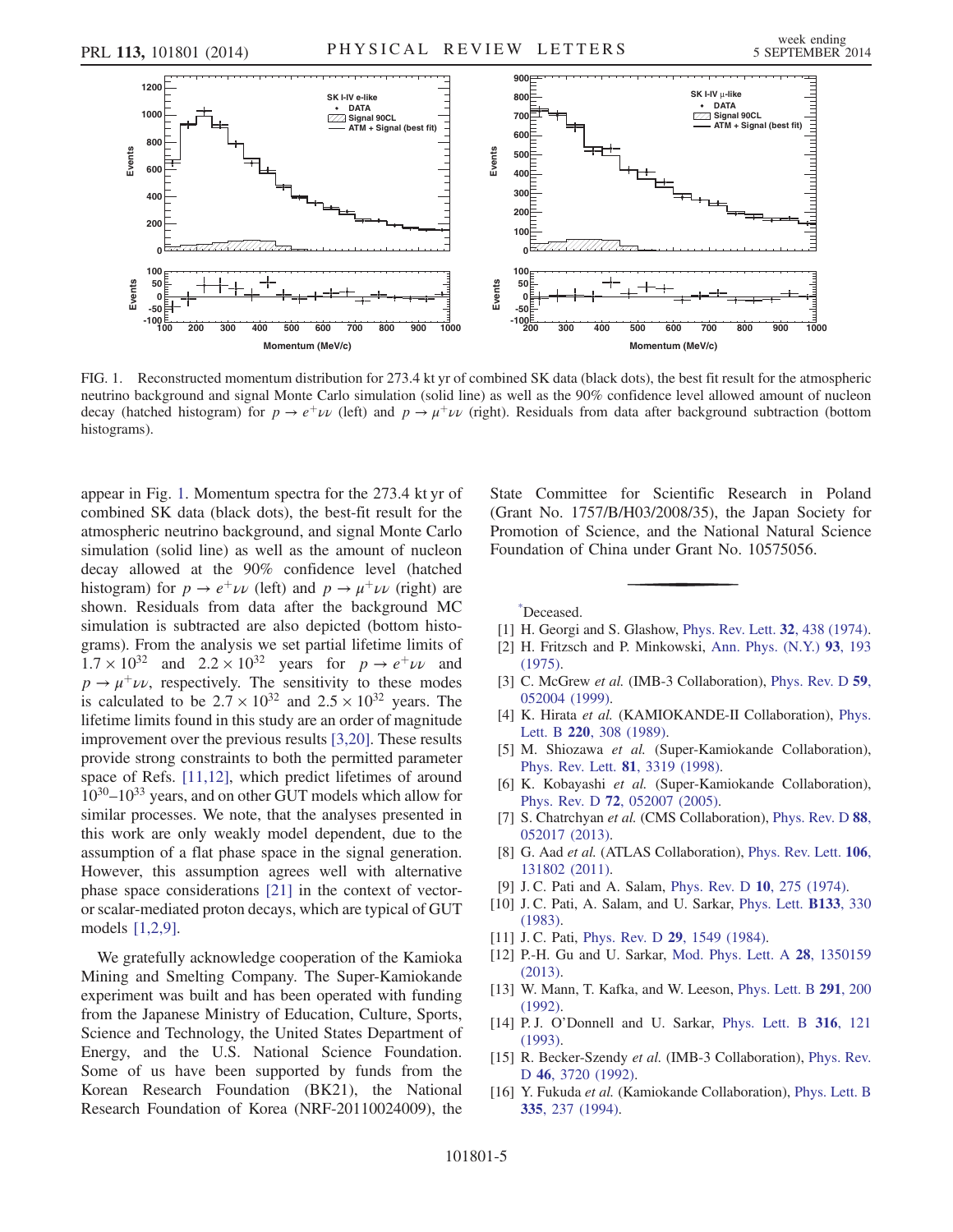FIG. 1. Reconstructed momentum distribution for 273.4 kt yr of combined SK data (black dots), the best fit result for the atmospheric neutrino background and signal Monte Carlo simulation (solid line) as well as the 90% confidence level allowed amount of nucleon decay (hatched histogram) for $p \to e^+\nu\nu$ (left) and $p \to \mu^+\nu\nu$ (right). Residuals from data after background subtraction (bottom histograms).

appear in Fig. 1. Momentum spectra for the 273.4 kt yr of combined SK data (black dots), the best-fit result for the atmospheric neutrino background, and signal Monte Carlo simulation (solid line) as well as the amount of nucleon decay allowed at the 90% confidence level (hatched histogram) for $p \to e^+\nu\nu$ (left) and $p \to \mu^+\nu\nu$ (right) are shown. Residuals from data after the background MC simulation is subtracted are also depicted (bottom histograms). From the analysis we set partial lifetime limits of $1.7 \times 10^{32}$ and $2.2 \times 10^{32}$ years for $p \to e^+\nu\nu$ and $p \to \mu^+\nu\nu$, respectively. The sensitivity to these modes is calculated to be $2.7 \times 10^{32}$ and $2.5 \times 10^{32}$ years. The lifetime limits found in this study are an order of magnitude improvement over the previous results [3,20]. These results provide strong constraints to both the permitted parameter space of Refs. [11,12], which predict lifetimes of around $10^{30}$–$10^{33}$ years, and on other GUT models which allow for similar processes. We note, that the analyses presented in this work are only weakly model dependent, due to the assumption of a flat phase space in the signal generation. However, this assumption agrees well with alternative phase space considerations [21] in the context of vector- or scalar-mediated proton decays, which are typical of GUT models [1,2,9].

We gratefully acknowledge cooperation of the Kamioka Mining and Smelting Company. The Super-Kamiokande experiment was built and has been operated with funding from the Japanese Ministry of Education, Culture, Sports, Science and Technology, the United States Department of Energy, and the U.S. National Science Foundation. Some of us have been supported by funds from the Korean Research Foundation (BK21), the National Research Foundation of Korea (NRF-20110024009), the State Committee for Scientific Research in Poland (Grant No. 1757/B/H03/2008/35), the Japan Society for Promotion of Science, and the National Natural Science Foundation of China under Grant No. 10575056.

---

*Deceased.

[1] H. Georgi and S. Glashow, Phys. Rev. Lett. **32**, 438 (1974).

[2] H. Fritzsch and P. Minkowski, Ann. Phys. (N.Y.) **93**, 193 (1975).

[3] C. McGrew *et al.* (IMB-3 Collaboration), Phys. Rev. D **59**, 052004 (1999).

[4] K. Hirata *et al.* (KAMIOKANDE-II Collaboration), Phys. Lett. B **220**, 308 (1989).

[5] M. Shiozawa *et al.* (Super-Kamiokande Collaboration), Phys. Rev. Lett. **81**, 3319 (1998).

[6] K. Kobayashi *et al.* (Super-Kamiokande Collaboration), Phys. Rev. D **72**, 052007 (2005).

[7] S. Chatrchyan *et al.* (CMS Collaboration), Phys. Rev. D **88**, 052017 (2013).

[8] G. Aad *et al.* (ATLAS Collaboration), Phys. Rev. Lett. **106**, 131802 (2011).

[9] J. C. Pati and A. Salam, Phys. Rev. D **10**, 275 (1974).

[10] J. C. Pati, A. Salam, and U. Sarkar, Phys. Lett. **B133**, 330 (1983).

[11] J. C. Pati, Phys. Rev. D **29**, 1549 (1984).

[12] P.-H. Gu and U. Sarkar, Mod. Phys. Lett. A **28**, 1350159 (2013).

[13] W. Mann, T. Kafka, and W. Leeson, Phys. Lett. B **291**, 200 (1992).

[14] P. J. O'Donnell and U. Sarkar, Phys. Lett. B **316**, 121 (1993).

[15] R. Becker-Szendy *et al.* (IMB-3 Collaboration), Phys. Rev. D **46**, 3720 (1992).

[16] Y. Fukuda *et al.* (Kamiokande Collaboration), Phys. Lett. B **335**, 237 (1994).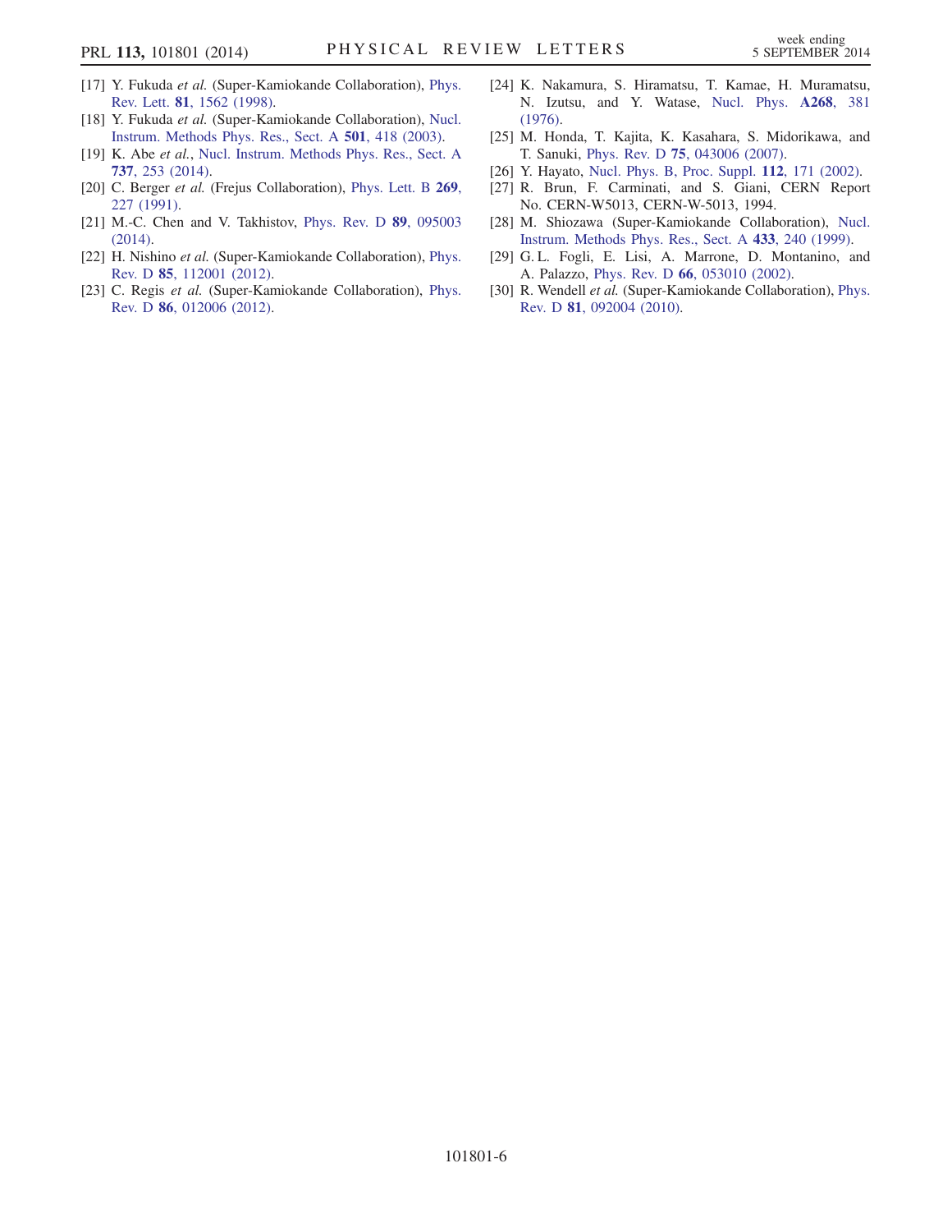[17] Y. Fukuda *et al.* (Super-Kamiokande Collaboration), Phys. Rev. Lett. **81**, 1562 (1998).

[18] Y. Fukuda *et al.* (Super-Kamiokande Collaboration), Nucl. Instrum. Methods Phys. Res., Sect. A **501**, 418 (2003).

[19] K. Abe *et al.*, Nucl. Instrum. Methods Phys. Res., Sect. A **737**, 253 (2014).

[20] C. Berger *et al.* (Frejus Collaboration), Phys. Lett. B **269**, 227 (1991).

[21] M.-C. Chen and V. Takhistov, Phys. Rev. D **89**, 095003 (2014).

[22] H. Nishino *et al.* (Super-Kamiokande Collaboration), Phys. Rev. D **85**, 112001 (2012).

[23] C. Regis *et al.* (Super-Kamiokande Collaboration), Phys. Rev. D **86**, 012006 (2012).

[24] K. Nakamura, S. Hiramatsu, T. Kamae, H. Muramatsu, N. Izutsu, and Y. Watase, Nucl. Phys. **A268**, 381 (1976).

[25] M. Honda, T. Kajita, K. Kasahara, S. Midorikawa, and T. Sanuki, Phys. Rev. D **75**, 043006 (2007).

[26] Y. Hayato, Nucl. Phys. B, Proc. Suppl. **112**, 171 (2002).

[27] R. Brun, F. Carminati, and S. Giani, CERN Report No. CERN-W5013, CERN-W-5013, 1994.

[28] M. Shiozawa (Super-Kamiokande Collaboration), Nucl. Instrum. Methods Phys. Res., Sect. A **433**, 240 (1999).

[29] G. L. Fogli, E. Lisi, A. Marrone, D. Montanino, and A. Palazzo, Phys. Rev. D **66**, 053010 (2002).

[30] R. Wendell *et al.* (Super-Kamiokande Collaboration), Phys. Rev. D **81**, 092004 (2010).